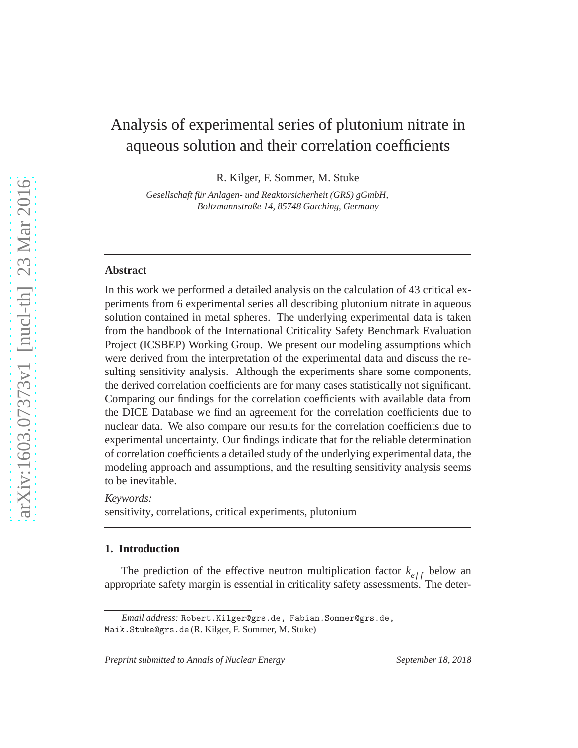# Analysis of experimental series of plutonium nitrate in aqueous solution and their correlation coefficients

R. Kilger, F. Sommer, M. Stuke

*Gesellschaft für Anlagen- und Reaktorsicherheit (GRS) gGmbH, Boltzmannstraße 14, 85748 Garching, Germany*

---

**Abstract**

In this work we performed a detailed analysis on the calculation of 43 critical experiments from 6 experimental series all describing plutonium nitrate in aqueous solution contained in metal spheres. The underlying experimental data is taken from the handbook of the International Criticality Safety Benchmark Evaluation Project (ICSBEP) Working Group. We present our modeling assumptions which were derived from the interpretation of the experimental data and discuss the resulting sensitivity analysis. Although the experiments share some components, the derived correlation coefficients are for many cases statistically not significant. Comparing our findings for the correlation coefficients with available data from the DICE Database we find an agreement for the correlation coefficients due to nuclear data. We also compare our results for the correlation coefficients due to experimental uncertainty. Our findings indicate that for the reliable determination of correlation coefficients a detailed study of the underlying experimental data, the modeling approach and assumptions, and the resulting sensitivity analysis seems to be inevitable.

*Keywords:*
sensitivity, correlations, critical experiments, plutonium

---

## 1. Introduction

The prediction of the effective neutron multiplication factor $k_{eff}$ below an appropriate safety margin is essential in criticality safety assessments. The deter-

*Email address:* Robert.Kilger@grs.de, Fabian.Sommer@grs.de, Maik.Stuke@grs.de (R. Kilger, F. Sommer, M. Stuke)

*Preprint submitted to Annals of Nuclear Energy* *September 18, 2018*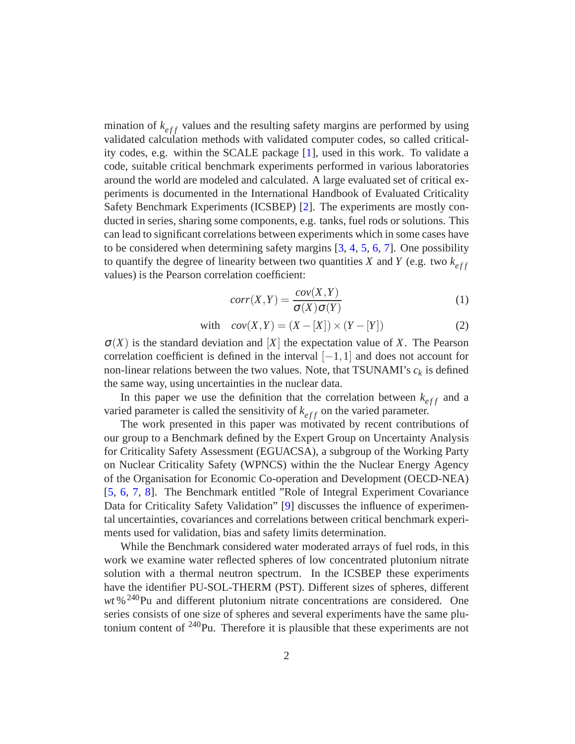mination of $k_{eff}$ values and the resulting safety margins are performed by using validated calculation methods with validated computer codes, so called criticality codes, e.g. within the SCALE package [1], used in this work. To validate a code, suitable critical benchmark experiments performed in various laboratories around the world are modeled and calculated. A large evaluated set of critical experiments is documented in the International Handbook of Evaluated Criticality Safety Benchmark Experiments (ICSBEP) [2]. The experiments are mostly conducted in series, sharing some components, e.g. tanks, fuel rods or solutions. This can lead to significant correlations between experiments which in some cases have to be considered when determining safety margins [3, 4, 5, 6, 7]. One possibility to quantify the degree of linearity between two quantities $X$ and $Y$ (e.g. two $k_{eff}$ values) is the Pearson correlation coefficient:

$$corr(X,Y) = \frac{cov(X,Y)}{\sigma(X)\sigma(Y)} \tag{1}$$

$$\text{with} \quad cov(X,Y) = (X - [X]) \times (Y - [Y]) \tag{2}$$

$\sigma(X)$ is the standard deviation and $[X]$ the expectation value of $X$. The Pearson correlation coefficient is defined in the interval $[-1,1]$ and does not account for non-linear relations between the two values. Note, that TSUNAMI's $c_k$ is defined the same way, using uncertainties in the nuclear data.

In this paper we use the definition that the correlation between $k_{eff}$ and a varied parameter is called the sensitivity of $k_{eff}$ on the varied parameter.

The work presented in this paper was motivated by recent contributions of our group to a Benchmark defined by the Expert Group on Uncertainty Analysis for Criticality Safety Assessment (EGUACSA), a subgroup of the Working Party on Nuclear Criticality Safety (WPNCS) within the the Nuclear Energy Agency of the Organisation for Economic Co-operation and Development (OECD-NEA) [5, 6, 7, 8]. The Benchmark entitled "Role of Integral Experiment Covariance Data for Criticality Safety Validation" [9] discusses the influence of experimental uncertainties, covariances and correlations between critical benchmark experiments used for validation, bias and safety limits determination.

While the Benchmark considered water moderated arrays of fuel rods, in this work we examine water reflected spheres of low concentrated plutonium nitrate solution with a thermal neutron spectrum. In the ICSBEP these experiments have the identifier PU-SOL-THERM (PST). Different sizes of spheres, different $wt\%\,^{240}$Pu and different plutonium nitrate concentrations are considered. One series consists of one size of spheres and several experiments have the same plutonium content of $^{240}$Pu. Therefore it is plausible that these experiments are not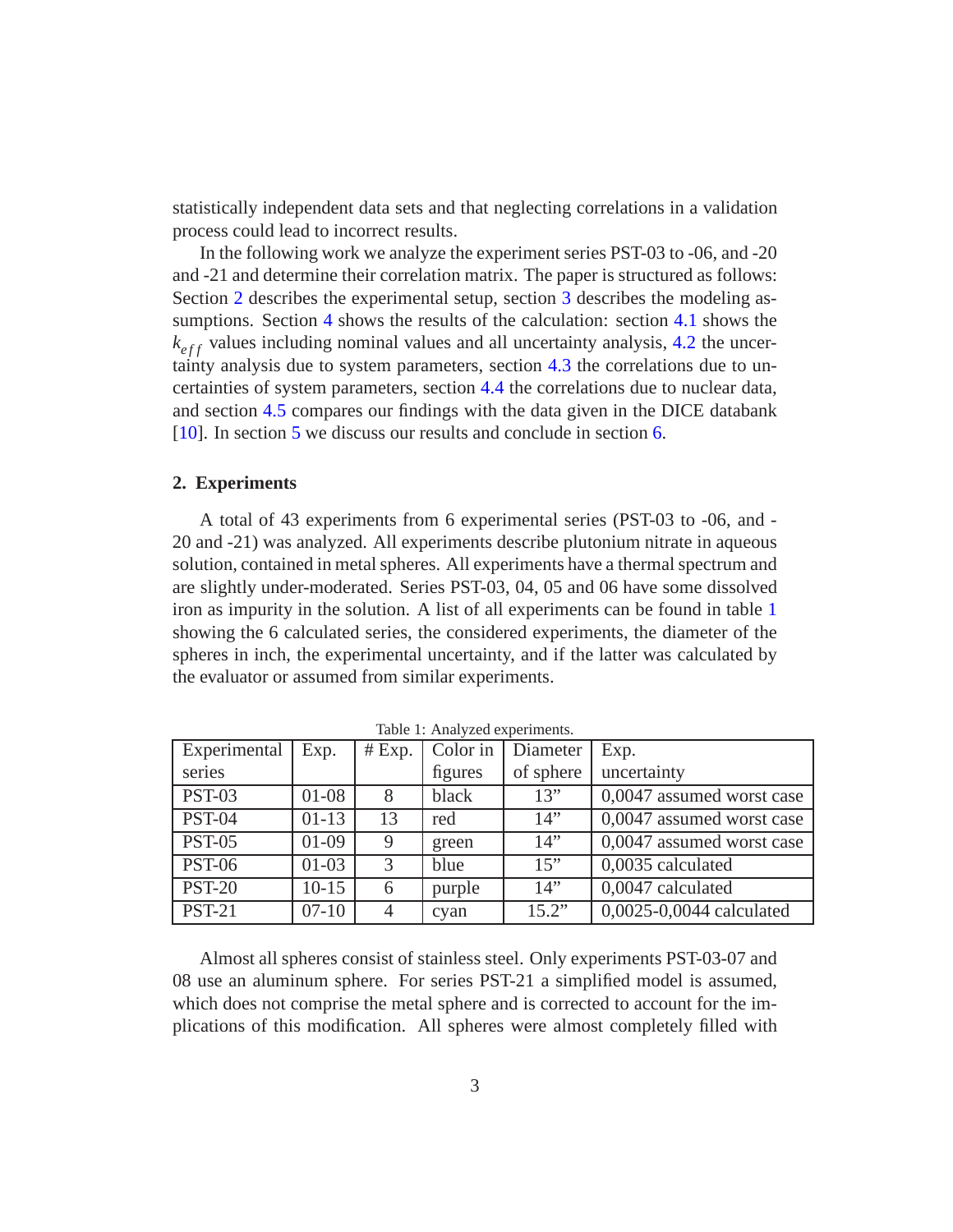statistically independent data sets and that neglecting correlations in a validation process could lead to incorrect results.

In the following work we analyze the experiment series PST-03 to -06, and -20 and -21 and determine their correlation matrix. The paper is structured as follows: Section 2 describes the experimental setup, section 3 describes the modeling assumptions. Section 4 shows the results of the calculation: section 4.1 shows the $k_{eff}$ values including nominal values and all uncertainty analysis, 4.2 the uncertainty analysis due to system parameters, section 4.3 the correlations due to uncertainties of system parameters, section 4.4 the correlations due to nuclear data, and section 4.5 compares our findings with the data given in the DICE databank [10]. In section 5 we discuss our results and conclude in section 6.

## 2. Experiments

A total of 43 experiments from 6 experimental series (PST-03 to -06, and -20 and -21) was analyzed. All experiments describe plutonium nitrate in aqueous solution, contained in metal spheres. All experiments have a thermal spectrum and are slightly under-moderated. Series PST-03, 04, 05 and 06 have some dissolved iron as impurity in the solution. A list of all experiments can be found in table 1 showing the 6 calculated series, the considered experiments, the diameter of the spheres in inch, the experimental uncertainty, and if the latter was calculated by the evaluator or assumed from similar experiments.

Table 1: Analyzed experiments.

| Experimental series | Exp. | # Exp. | Color in figures | Diameter of sphere | Exp. uncertainty |
|---|---|---|---|---|---|
| PST-03 | 01-08 | 8 | black | 13” | 0,0047 assumed worst case |
| PST-04 | 01-13 | 13 | red | 14” | 0,0047 assumed worst case |
| PST-05 | 01-09 | 9 | green | 14” | 0,0047 assumed worst case |
| PST-06 | 01-03 | 3 | blue | 15” | 0,0035 calculated |
| PST-20 | 10-15 | 6 | purple | 14” | 0,0047 calculated |
| PST-21 | 07-10 | 4 | cyan | 15.2” | 0,0025-0,0044 calculated |

Almost all spheres consist of stainless steel. Only experiments PST-03-07 and 08 use an aluminum sphere. For series PST-21 a simplified model is assumed, which does not comprise the metal sphere and is corrected to account for the implications of this modification. All spheres were almost completely filled with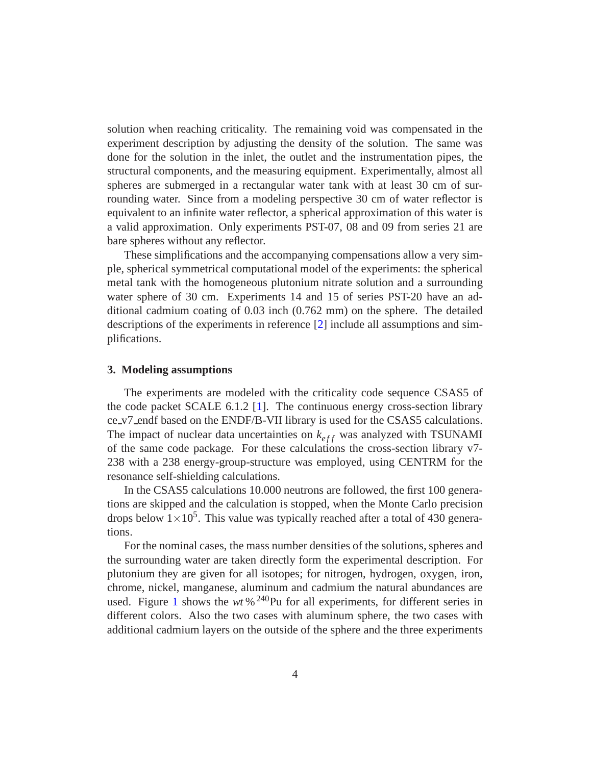solution when reaching criticality. The remaining void was compensated in the experiment description by adjusting the density of the solution. The same was done for the solution in the inlet, the outlet and the instrumentation pipes, the structural components, and the measuring equipment. Experimentally, almost all spheres are submerged in a rectangular water tank with at least 30 cm of surrounding water. Since from a modeling perspective 30 cm of water reflector is equivalent to an infinite water reflector, a spherical approximation of this water is a valid approximation. Only experiments PST-07, 08 and 09 from series 21 are bare spheres without any reflector.

These simplifications and the accompanying compensations allow a very simple, spherical symmetrical computational model of the experiments: the spherical metal tank with the homogeneous plutonium nitrate solution and a surrounding water sphere of 30 cm. Experiments 14 and 15 of series PST-20 have an additional cadmium coating of 0.03 inch (0.762 mm) on the sphere. The detailed descriptions of the experiments in reference [2] include all assumptions and simplifications.

### 3. Modeling assumptions

The experiments are modeled with the criticality code sequence CSAS5 of the code packet SCALE 6.1.2 [1]. The continuous energy cross-section library ce_v7_endf based on the ENDF/B-VII library is used for the CSAS5 calculations. The impact of nuclear data uncertainties on $k_{eff}$ was analyzed with TSUNAMI of the same code package. For these calculations the cross-section library v7-238 with a 238 energy-group-structure was employed, using CENTRM for the resonance self-shielding calculations.

In the CSAS5 calculations 10.000 neutrons are followed, the first 100 generations are skipped and the calculation is stopped, when the Monte Carlo precision drops below $1 \times 10^{5}$. This value was typically reached after a total of 430 generations.

For the nominal cases, the mass number densities of the solutions, spheres and the surrounding water are taken directly form the experimental description. For plutonium they are given for all isotopes; for nitrogen, hydrogen, oxygen, iron, chrome, nickel, manganese, aluminum and cadmium the natural abundances are used. Figure 1 shows the *wt* % $^{240}$Pu for all experiments, for different series in different colors. Also the two cases with aluminum sphere, the two cases with additional cadmium layers on the outside of the sphere and the three experiments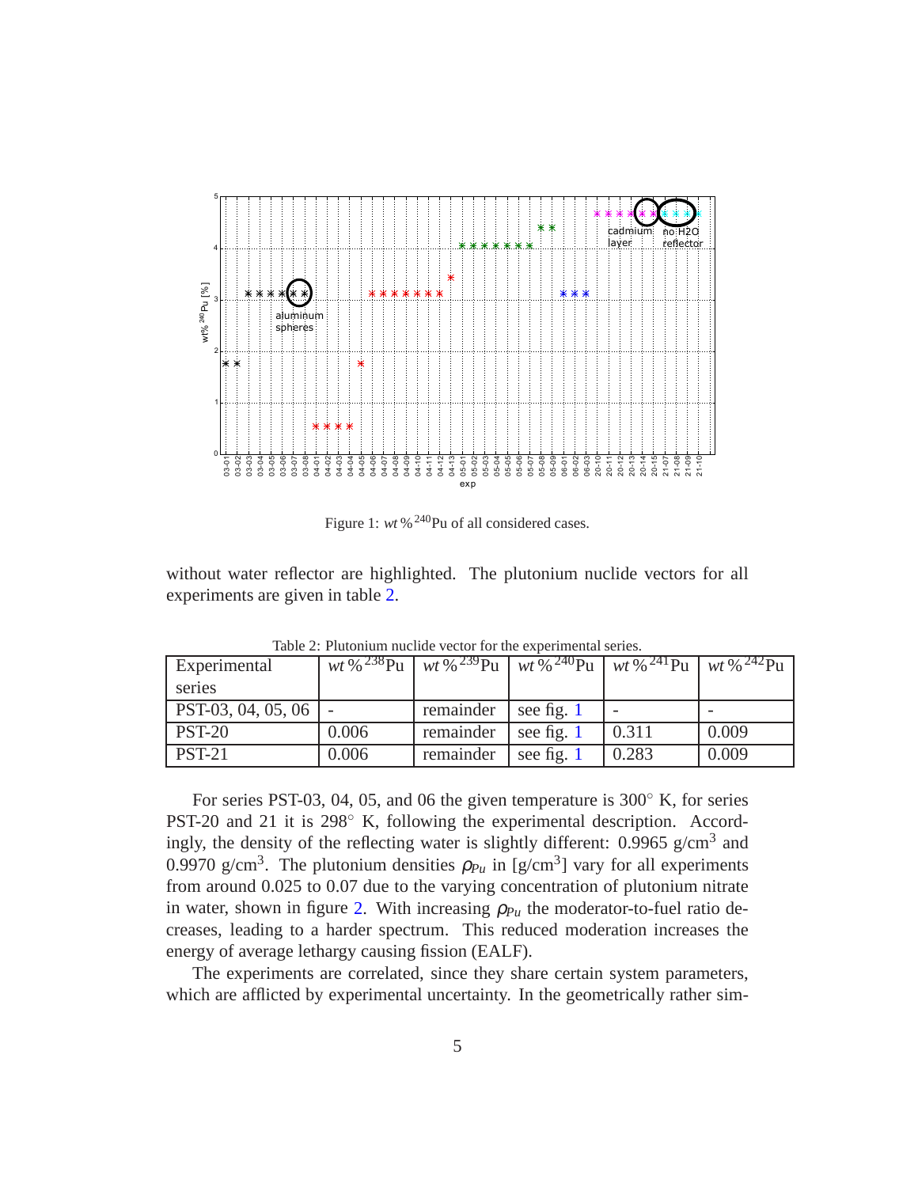Figure 1: $wt\,\%\,^{240}$Pu of all considered cases.

without water reflector are highlighted. The plutonium nuclide vectors for all experiments are given in table 2.

Table 2: Plutonium nuclide vector for the experimental series.

| Experimental series | $wt\,\%\,^{238}$Pu | $wt\,\%\,^{239}$Pu | $wt\,\%\,^{240}$Pu | $wt\,\%\,^{241}$Pu | $wt\,\%\,^{242}$Pu |
|---|---|---|---|---|---|
| PST-03, 04, 05, 06 | - | remainder | see fig. 1 | - | - |
| PST-20 | 0.006 | remainder | see fig. 1 | 0.311 | 0.009 |
| PST-21 | 0.006 | remainder | see fig. 1 | 0.283 | 0.009 |

For series PST-03, 04, 05, and 06 the given temperature is 300° K, for series PST-20 and 21 it is 298° K, following the experimental description. Accordingly, the density of the reflecting water is slightly different: 0.9965 g/cm$^3$ and 0.9970 g/cm$^3$. The plutonium densities $\rho_{Pu}$ in [g/cm$^3$] vary for all experiments from around 0.025 to 0.07 due to the varying concentration of plutonium nitrate in water, shown in figure 2. With increasing $\rho_{Pu}$ the moderator-to-fuel ratio decreases, leading to a harder spectrum. This reduced moderation increases the energy of average lethargy causing fission (EALF).

The experiments are correlated, since they share certain system parameters, which are afflicted by experimental uncertainty. In the geometrically rather sim-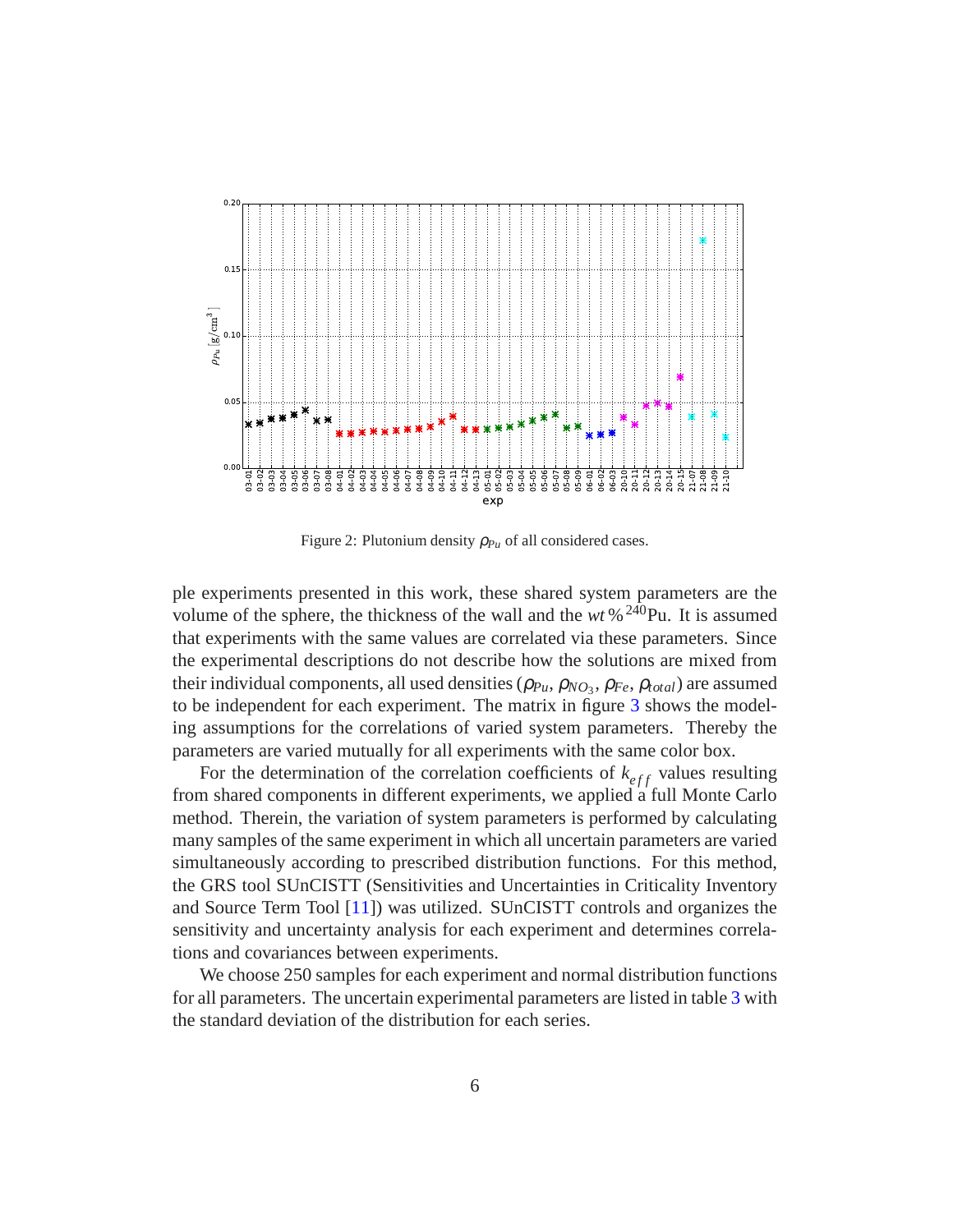Figure 2: Plutonium density $\rho_{Pu}$ of all considered cases.

ple experiments presented in this work, these shared system parameters are the volume of the sphere, the thickness of the wall and the $wt\,\%\,^{240}$Pu. It is assumed that experiments with the same values are correlated via these parameters. Since the experimental descriptions do not describe how the solutions are mixed from their individual components, all used densities ($\rho_{Pu}$, $\rho_{NO_3}$, $\rho_{Fe}$, $\rho_{total}$) are assumed to be independent for each experiment. The matrix in figure 3 shows the modeling assumptions for the correlations of varied system parameters. Thereby the parameters are varied mutually for all experiments with the same color box.

For the determination of the correlation coefficients of $k_{eff}$ values resulting from shared components in different experiments, we applied a full Monte Carlo method. Therein, the variation of system parameters is performed by calculating many samples of the same experiment in which all uncertain parameters are varied simultaneously according to prescribed distribution functions. For this method, the GRS tool SUnCISTT (Sensitivities and Uncertainties in Criticality Inventory and Source Term Tool [11]) was utilized. SUnCISTT controls and organizes the sensitivity and uncertainty analysis for each experiment and determines correlations and covariances between experiments.

We choose 250 samples for each experiment and normal distribution functions for all parameters. The uncertain experimental parameters are listed in table 3 with the standard deviation of the distribution for each series.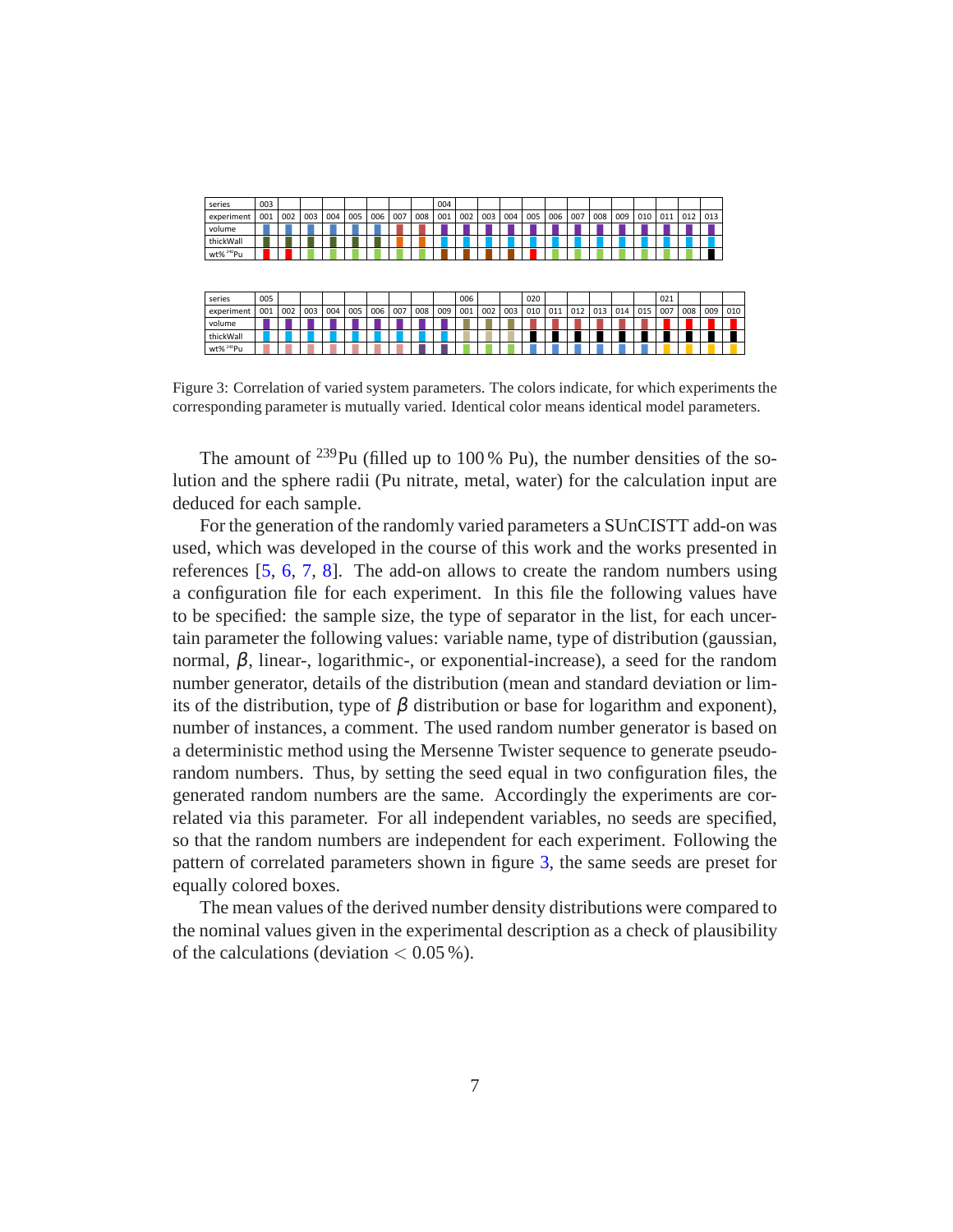| series | 003 | | | | | | | | 004 | | | | | | | | | | | | |
|---|---|---|---|---|---|---|---|---|---|---|---|---|---|---|---|---|---|---|---|---|---|
| experiment | 001 | 002 | 003 | 004 | 005 | 006 | 007 | 008 | 001 | 002 | 003 | 004 | 005 | 006 | 007 | 008 | 009 | 010 | 011 | 012 | 013 |
| volume | | | | | | | | | | | | | | | | | | | | | |
| thickWall | | | | | | | | | | | | | | | | | | | | | |
| wt% $^{240}$Pu | | | | | | | | | | | | | | | | | | | | | |

| series | 005 | | | | | | | | | 006 | | | 020 | | | | | | 021 | | | |
|---|---|---|---|---|---|---|---|---|---|---|---|---|---|---|---|---|---|---|---|---|---|---|
| experiment | 001 | 002 | 003 | 004 | 005 | 006 | 007 | 008 | 009 | 001 | 002 | 003 | 010 | 011 | 012 | 013 | 014 | 015 | 007 | 008 | 009 | 010 |
| volume | | | | | | | | | | | | | | | | | | | | | | |
| thickWall | | | | | | | | | | | | | | | | | | | | | | |
| wt% $^{240}$Pu | | | | | | | | | | | | | | | | | | | | | | |

Figure 3: Correlation of varied system parameters. The colors indicate, for which experiments the corresponding parameter is mutually varied. Identical color means identical model parameters.

The amount of $^{239}$Pu (filled up to 100 % Pu), the number densities of the solution and the sphere radii (Pu nitrate, metal, water) for the calculation input are deduced for each sample.

For the generation of the randomly varied parameters a SUnCISTT add-on was used, which was developed in the course of this work and the works presented in references [5, 6, 7, 8]. The add-on allows to create the random numbers using a configuration file for each experiment. In this file the following values have to be specified: the sample size, the type of separator in the list, for each uncertain parameter the following values: variable name, type of distribution (gaussian, normal, $\beta$, linear-, logarithmic-, or exponential-increase), a seed for the random number generator, details of the distribution (mean and standard deviation or limits of the distribution, type of $\beta$ distribution or base for logarithm and exponent), number of instances, a comment. The used random number generator is based on a deterministic method using the Mersenne Twister sequence to generate pseudo-random numbers. Thus, by setting the seed equal in two configuration files, the generated random numbers are the same. Accordingly the experiments are correlated via this parameter. For all independent variables, no seeds are specified, so that the random numbers are independent for each experiment. Following the pattern of correlated parameters shown in figure 3, the same seeds are preset for equally colored boxes.

The mean values of the derived number density distributions were compared to the nominal values given in the experimental description as a check of plausibility of the calculations (deviation $< 0.05\,\%$).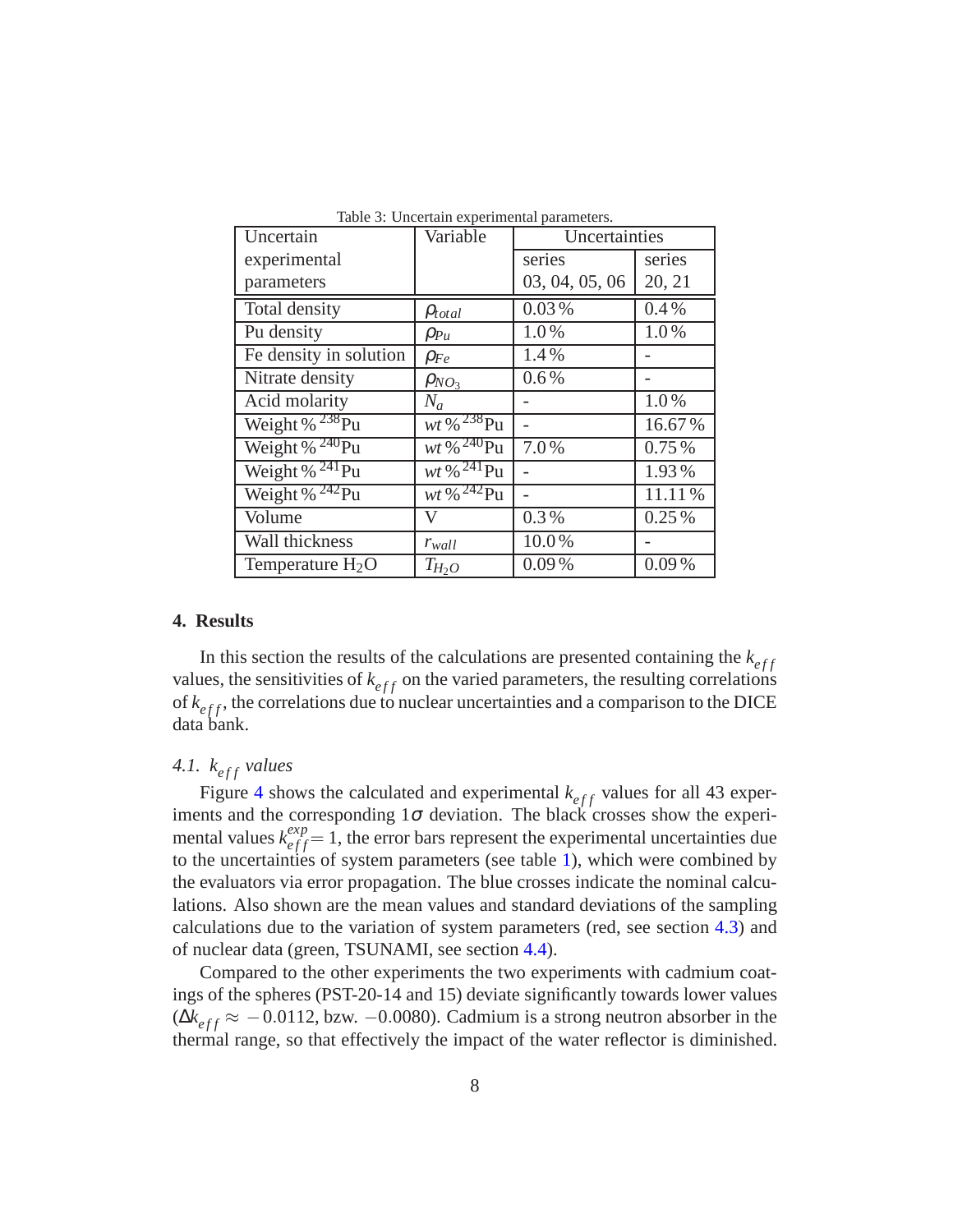Table 3: Uncertain experimental parameters.

| Uncertain experimental parameters | Variable | Uncertainties | |
|---|---|---|---|
| | | series 03, 04, 05, 06 | series 20, 21 |
| Total density | $\rho_{total}$ | 0.03 % | 0.4 % |
| Pu density | $\rho_{Pu}$ | 1.0 % | 1.0 % |
| Fe density in solution | $\rho_{Fe}$ | 1.4 % | - |
| Nitrate density | $\rho_{NO_3}$ | 0.6 % | - |
| Acid molarity | $N_a$ | - | 1.0 % |
| Weight % $^{238}$Pu | $wt\,\%\,^{238}$Pu | - | 16.67 % |
| Weight % $^{240}$Pu | $wt\,\%\,^{240}$Pu | 7.0 % | 0.75 % |
| Weight % $^{241}$Pu | $wt\,\%\,^{241}$Pu | - | 1.93 % |
| Weight % $^{242}$Pu | $wt\,\%\,^{242}$Pu | - | 11.11 % |
| Volume | V | 0.3 % | 0.25 % |
| Wall thickness | $r_{wall}$ | 10.0 % | - |
| Temperature $H_2O$ | $T_{H_2O}$ | 0.09 % | 0.09 % |

## 4. Results

In this section the results of the calculations are presented containing the $k_{eff}$ values, the sensitivities of $k_{eff}$ on the varied parameters, the resulting correlations of $k_{eff}$, the correlations due to nuclear uncertainties and a comparison to the DICE data bank.

### 4.1. $k_{eff}$ values

Figure 4 shows the calculated and experimental $k_{eff}$ values for all 43 experiments and the corresponding $1\sigma$ deviation. The black crosses show the experimental values $k_{eff}^{exp}= 1$, the error bars represent the experimental uncertainties due to the uncertainties of system parameters (see table 1), which were combined by the evaluators via error propagation. The blue crosses indicate the nominal calculations. Also shown are the mean values and standard deviations of the sampling calculations due to the variation of system parameters (red, see section 4.3) and of nuclear data (green, TSUNAMI, see section 4.4).

Compared to the other experiments the two experiments with cadmium coatings of the spheres (PST-20-14 and 15) deviate significantly towards lower values ($\Delta k_{eff} \approx -0.0112$, bzw. $-0.0080$). Cadmium is a strong neutron absorber in the thermal range, so that effectively the impact of the water reflector is diminished.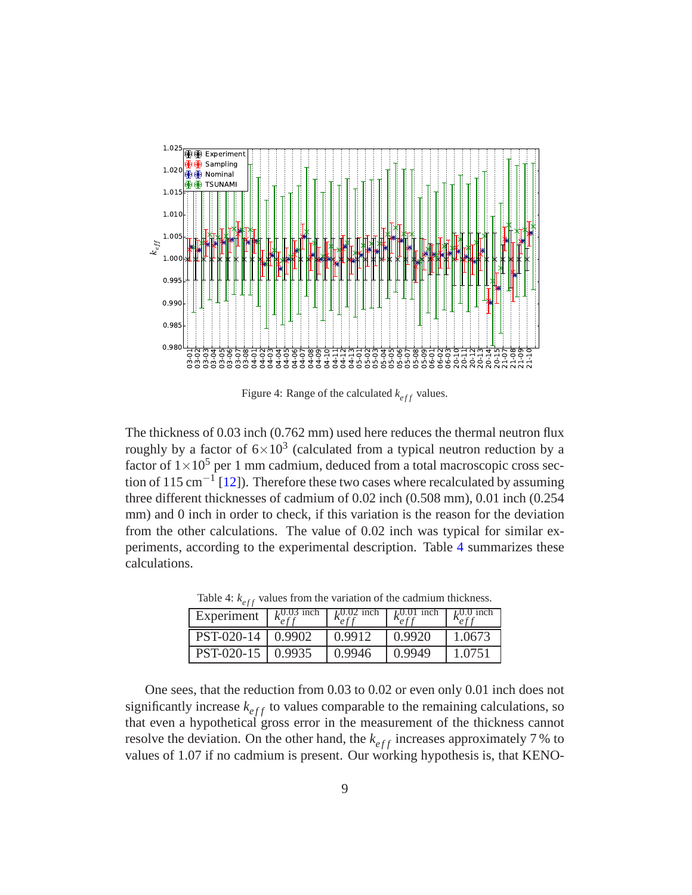Figure 4: Range of the calculated $k_{eff}$ values.

The thickness of 0.03 inch (0.762 mm) used here reduces the thermal neutron flux roughly by a factor of $6\times10^3$ (calculated from a typical neutron reduction by a factor of $1\times10^5$ per 1 mm cadmium, deduced from a total macroscopic cross section of 115 cm$^{-1}$ [12]). Therefore these two cases where recalculated by assuming three different thicknesses of cadmium of 0.02 inch (0.508 mm), 0.01 inch (0.254 mm) and 0 inch in order to check, if this variation is the reason for the deviation from the other calculations. The value of 0.02 inch was typical for similar experiments, according to the experimental description. Table 4 summarizes these calculations.

Table 4: $k_{eff}$ values from the variation of the cadmium thickness.

| Experiment | $k_{eff}^{0.03\text{ inch}}$ | $k_{eff}^{0.02\text{ inch}}$ | $k_{eff}^{0.01\text{ inch}}$ | $k_{eff}^{0.0\text{ inch}}$ |
|---|---|---|---|---|
| PST-020-14 | 0.9902 | 0.9912 | 0.9920 | 1.0673 |
| PST-020-15 | 0.9935 | 0.9946 | 0.9949 | 1.0751 |

One sees, that the reduction from 0.03 to 0.02 or even only 0.01 inch does not significantly increase $k_{eff}$ to values comparable to the remaining calculations, so that even a hypothetical gross error in the measurement of the thickness cannot resolve the deviation. On the other hand, the $k_{eff}$ increases approximately 7 % to values of 1.07 if no cadmium is present. Our working hypothesis is, that KENO-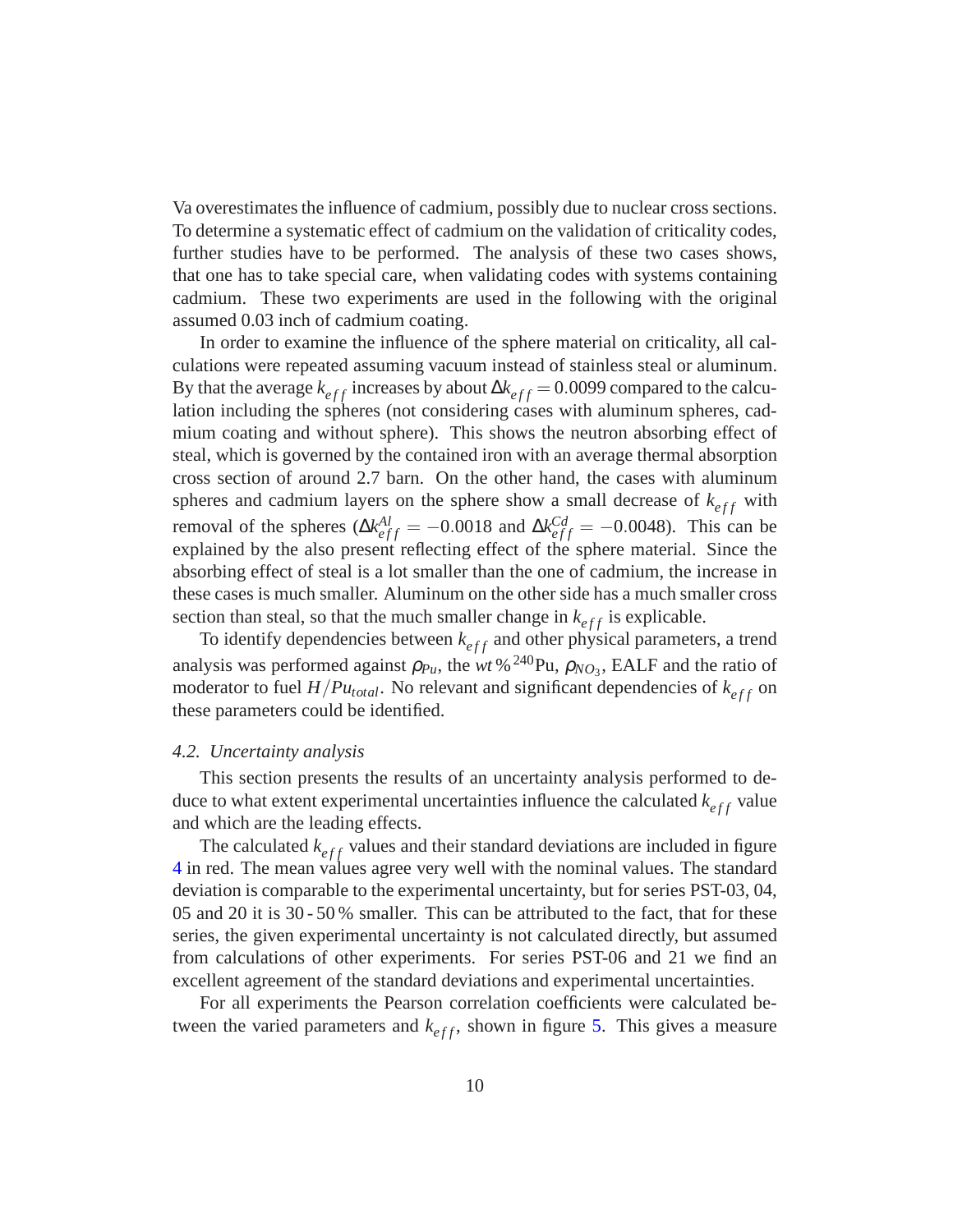Va overestimates the influence of cadmium, possibly due to nuclear cross sections. To determine a systematic effect of cadmium on the validation of criticality codes, further studies have to be performed. The analysis of these two cases shows, that one has to take special care, when validating codes with systems containing cadmium. These two experiments are used in the following with the original assumed 0.03 inch of cadmium coating.

In order to examine the influence of the sphere material on criticality, all calculations were repeated assuming vacuum instead of stainless steal or aluminum. By that the average $k_{eff}$ increases by about $\Delta k_{eff} = 0.0099$ compared to the calculation including the spheres (not considering cases with aluminum spheres, cadmium coating and without sphere). This shows the neutron absorbing effect of steal, which is governed by the contained iron with an average thermal absorption cross section of around 2.7 barn. On the other hand, the cases with aluminum spheres and cadmium layers on the sphere show a small decrease of $k_{eff}$ with removal of the spheres ($\Delta k_{eff}^{Al} = -0.0018$ and $\Delta k_{eff}^{Cd} = -0.0048$). This can be explained by the also present reflecting effect of the sphere material. Since the absorbing effect of steal is a lot smaller than the one of cadmium, the increase in these cases is much smaller. Aluminum on the other side has a much smaller cross section than steal, so that the much smaller change in $k_{eff}$ is explicable.

To identify dependencies between $k_{eff}$ and other physical parameters, a trend analysis was performed against $\rho_{Pu}$, the $wt\,\%\,^{240}$Pu, $\rho_{NO_3}$, EALF and the ratio of moderator to fuel $H/Pu_{total}$. No relevant and significant dependencies of $k_{eff}$ on these parameters could be identified.

### *4.2. Uncertainty analysis*

This section presents the results of an uncertainty analysis performed to deduce to what extent experimental uncertainties influence the calculated $k_{eff}$ value and which are the leading effects.

The calculated $k_{eff}$ values and their standard deviations are included in figure 4 in red. The mean values agree very well with the nominal values. The standard deviation is comparable to the experimental uncertainty, but for series PST-03, 04, 05 and 20 it is 30 - 50 % smaller. This can be attributed to the fact, that for these series, the given experimental uncertainty is not calculated directly, but assumed from calculations of other experiments. For series PST-06 and 21 we find an excellent agreement of the standard deviations and experimental uncertainties.

For all experiments the Pearson correlation coefficients were calculated between the varied parameters and $k_{eff}$, shown in figure 5. This gives a measure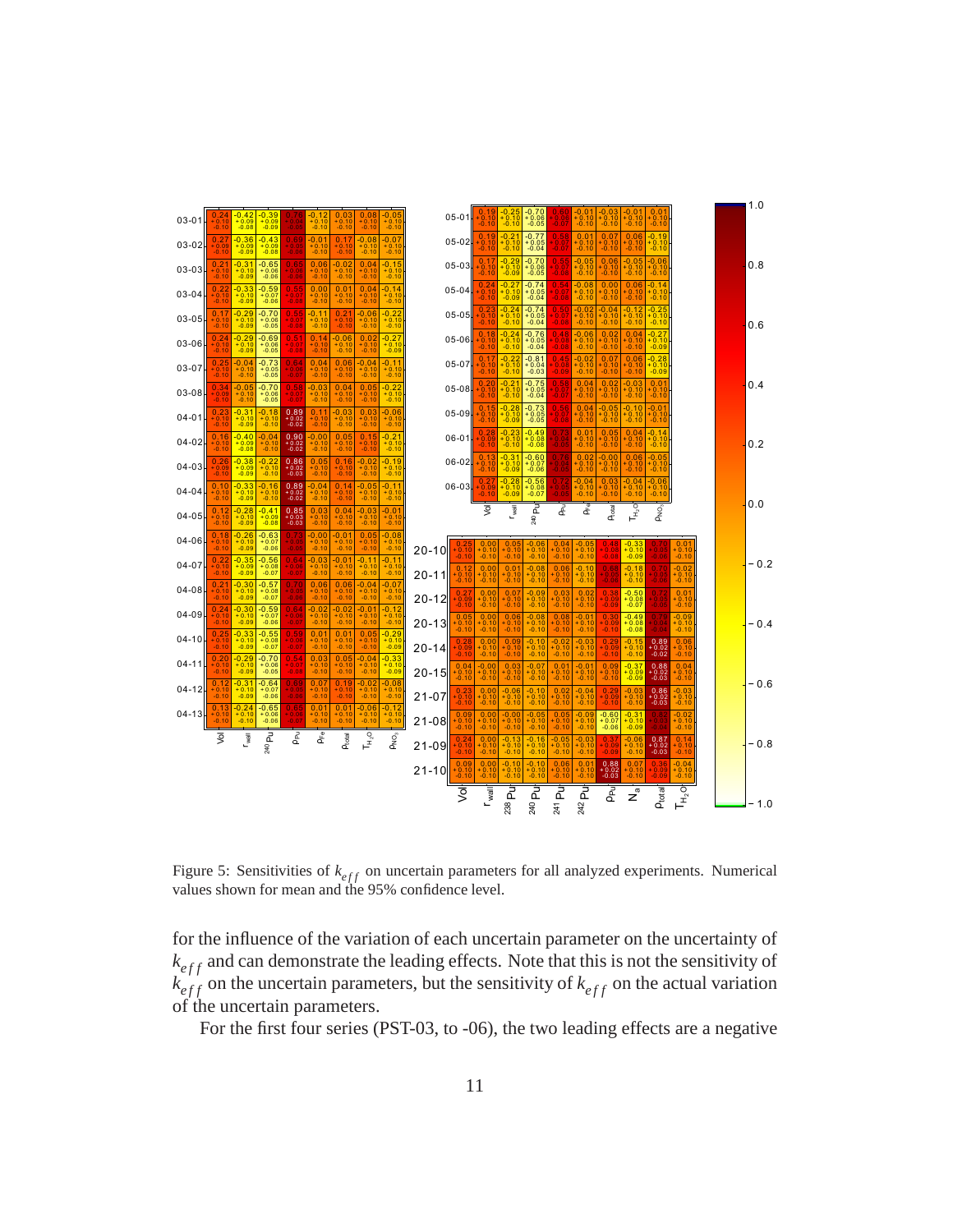Figure 5: Sensitivities of $k_{eff}$ on uncertain parameters for all analyzed experiments. Numerical values shown for mean and the 95% confidence level.

for the influence of the variation of each uncertain parameter on the uncertainty of $k_{eff}$ and can demonstrate the leading effects. Note that this is not the sensitivity of $k_{eff}$ on the uncertain parameters, but the sensitivity of $k_{eff}$ on the actual variation of the uncertain parameters.

For the first four series (PST-03, to -06), the two leading effects are a negative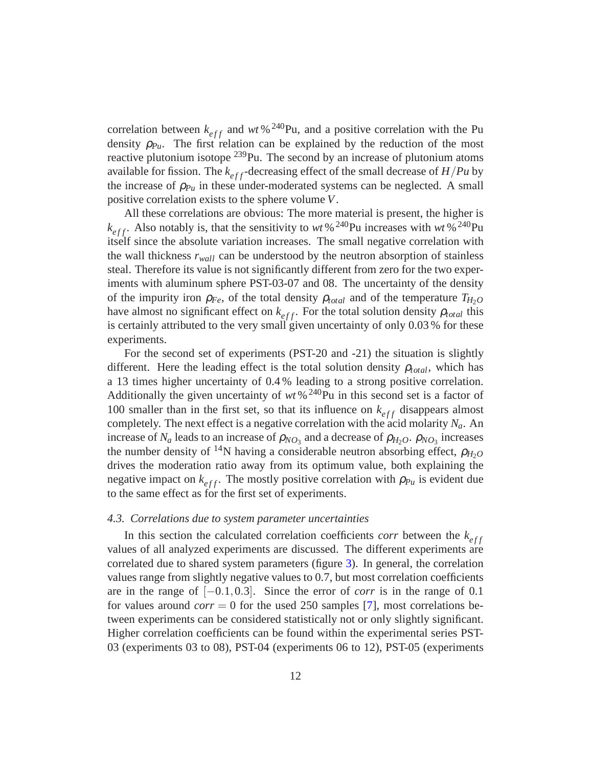correlation between $k_{eff}$ and $wt\%\,^{240}$Pu, and a positive correlation with the Pu density $\rho_{Pu}$. The first relation can be explained by the reduction of the most reactive plutonium isotope $^{239}$Pu. The second by an increase of plutonium atoms available for fission. The $k_{eff}$-decreasing effect of the small decrease of $H/Pu$ by the increase of $\rho_{Pu}$ in these under-moderated systems can be neglected. A small positive correlation exists to the sphere volume $V$.

All these correlations are obvious: The more material is present, the higher is $k_{eff}$. Also notably is, that the sensitivity to $wt\%\,^{240}$Pu increases with $wt\%\,^{240}$Pu itself since the absolute variation increases. The small negative correlation with the wall thickness $r_{wall}$ can be understood by the neutron absorption of stainless steal. Therefore its value is not significantly different from zero for the two experiments with aluminum sphere PST-03-07 and 08. The uncertainty of the density of the impurity iron $\rho_{Fe}$, of the total density $\rho_{total}$ and of the temperature $T_{H_2O}$ have almost no significant effect on $k_{eff}$. For the total solution density $\rho_{total}$ this is certainly attributed to the very small given uncertainty of only 0.03 % for these experiments.

For the second set of experiments (PST-20 and -21) the situation is slightly different. Here the leading effect is the total solution density $\rho_{total}$, which has a 13 times higher uncertainty of 0.4 % leading to a strong positive correlation. Additionally the given uncertainty of $wt\%\,^{240}$Pu in this second set is a factor of 100 smaller than in the first set, so that its influence on $k_{eff}$ disappears almost completely. The next effect is a negative correlation with the acid molarity $N_a$. An increase of $N_a$ leads to an increase of $\rho_{NO_3}$ and a decrease of $\rho_{H_2O}$. $\rho_{NO_3}$ increases the number density of $^{14}$N having a considerable neutron absorbing effect, $\rho_{H_2O}$ drives the moderation ratio away from its optimum value, both explaining the negative impact on $k_{eff}$. The mostly positive correlation with $\rho_{Pu}$ is evident due to the same effect as for the first set of experiments.

### *4.3. Correlations due to system parameter uncertainties*

In this section the calculated correlation coefficients *corr* between the $k_{eff}$ values of all analyzed experiments are discussed. The different experiments are correlated due to shared system parameters (figure 3). In general, the correlation values range from slightly negative values to 0.7, but most correlation coefficients are in the range of $[-0.1, 0.3]$. Since the error of *corr* is in the range of 0.1 for values around $corr = 0$ for the used 250 samples [7], most correlations between experiments can be considered statistically not or only slightly significant. Higher correlation coefficients can be found within the experimental series PST-03 (experiments 03 to 08), PST-04 (experiments 06 to 12), PST-05 (experiments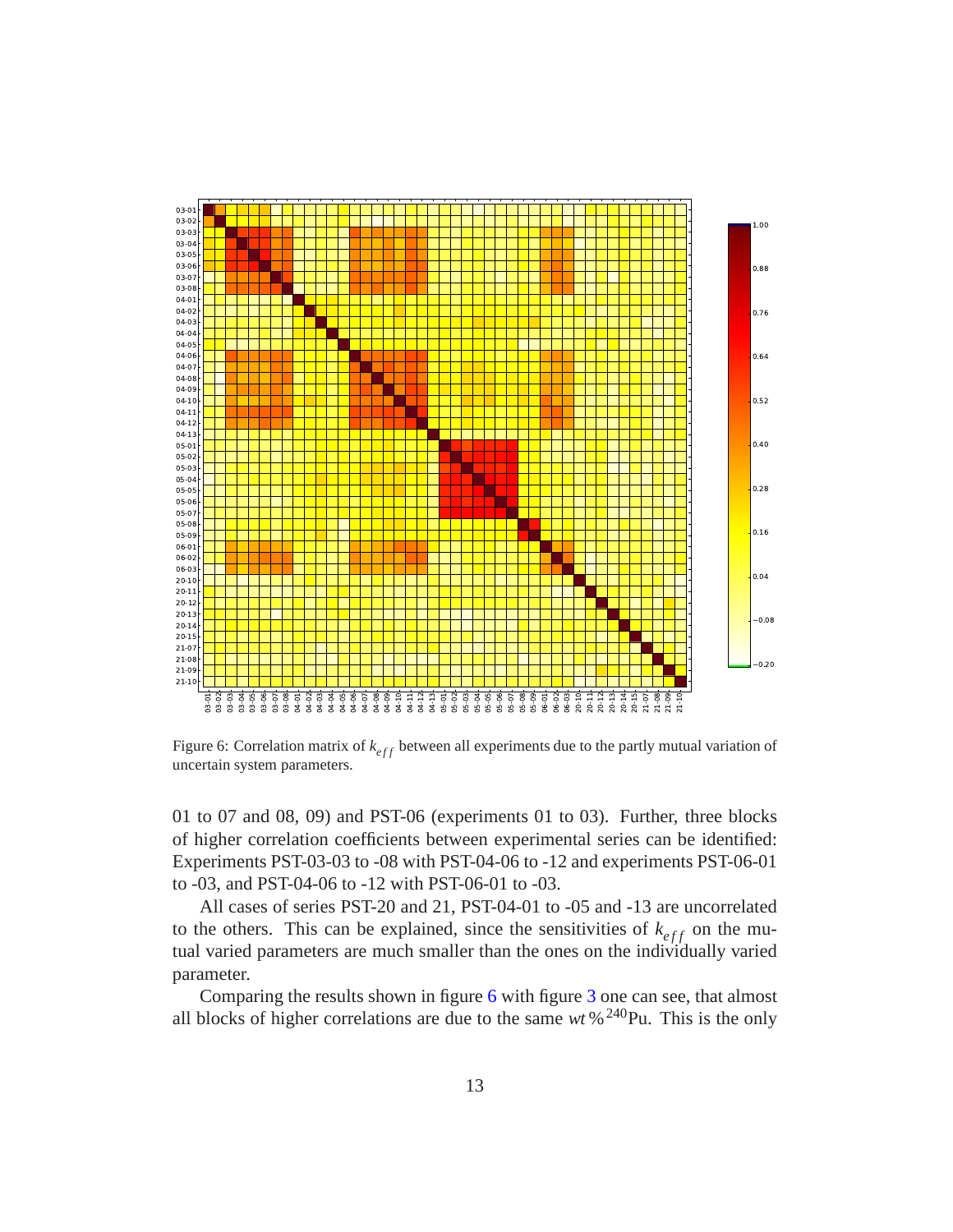Figure 6: Correlation matrix of $k_{eff}$ between all experiments due to the partly mutual variation of uncertain system parameters.

01 to 07 and 08, 09) and PST-06 (experiments 01 to 03). Further, three blocks of higher correlation coefficients between experimental series can be identified: Experiments PST-03-03 to -08 with PST-04-06 to -12 and experiments PST-06-01 to -03, and PST-04-06 to -12 with PST-06-01 to -03.

All cases of series PST-20 and 21, PST-04-01 to -05 and -13 are uncorrelated to the others. This can be explained, since the sensitivities of $k_{eff}$ on the mutual varied parameters are much smaller than the ones on the individually varied parameter.

Comparing the results shown in figure 6 with figure 3 one can see, that almost all blocks of higher correlations are due to the same $wt\%\,^{240}$Pu. This is the only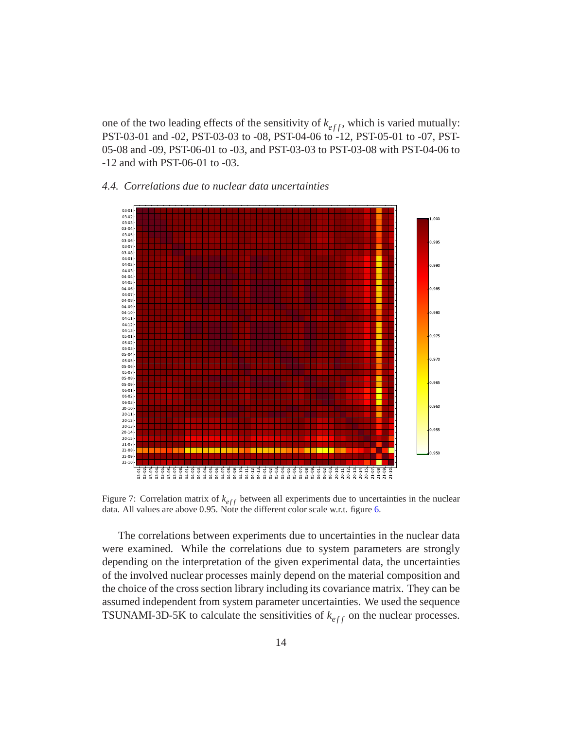one of the two leading effects of the sensitivity of $k_{eff}$, which is varied mutually: PST-03-01 and -02, PST-03-03 to -08, PST-04-06 to -12, PST-05-01 to -07, PST-05-08 and -09, PST-06-01 to -03, and PST-03-03 to PST-03-08 with PST-04-06 to -12 and with PST-06-01 to -03.

### 4.4. Correlations due to nuclear data uncertainties

Figure 7: Correlation matrix of $k_{eff}$ between all experiments due to uncertainties in the nuclear data. All values are above 0.95. Note the different color scale w.r.t. figure 6.

The correlations between experiments due to uncertainties in the nuclear data were examined. While the correlations due to system parameters are strongly depending on the interpretation of the given experimental data, the uncertainties of the involved nuclear processes mainly depend on the material composition and the choice of the cross section library including its covariance matrix. They can be assumed independent from system parameter uncertainties. We used the sequence TSUNAMI-3D-5K to calculate the sensitivities of $k_{eff}$ on the nuclear processes.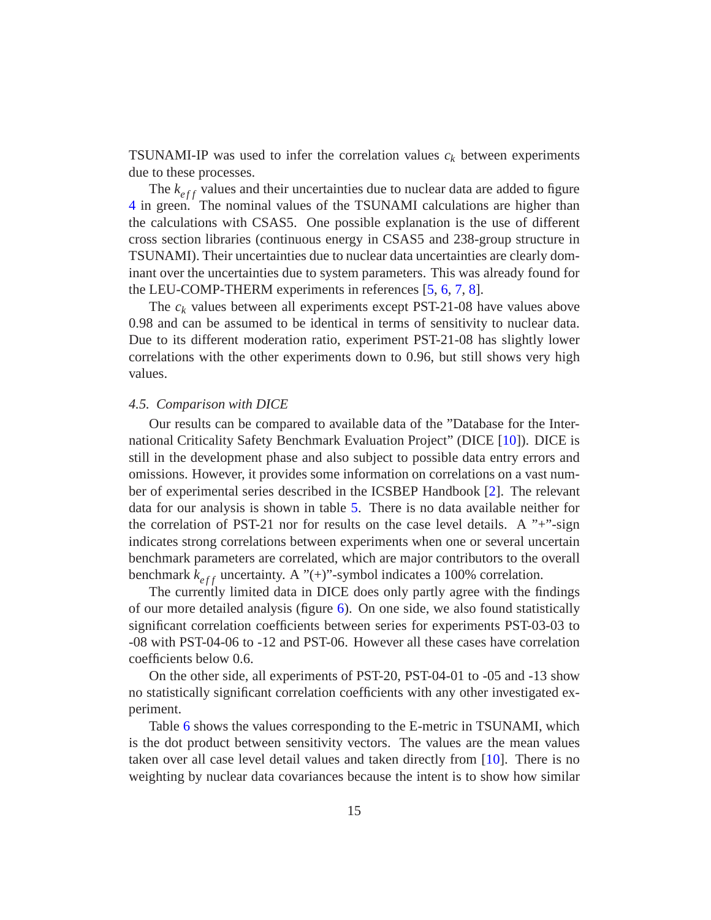TSUNAMI-IP was used to infer the correlation values $c_k$ between experiments due to these processes.

The $k_{eff}$ values and their uncertainties due to nuclear data are added to figure 4 in green. The nominal values of the TSUNAMI calculations are higher than the calculations with CSAS5. One possible explanation is the use of different cross section libraries (continuous energy in CSAS5 and 238-group structure in TSUNAMI). Their uncertainties due to nuclear data uncertainties are clearly dominant over the uncertainties due to system parameters. This was already found for the LEU-COMP-THERM experiments in references [5, 6, 7, 8].

The $c_k$ values between all experiments except PST-21-08 have values above 0.98 and can be assumed to be identical in terms of sensitivity to nuclear data. Due to its different moderation ratio, experiment PST-21-08 has slightly lower correlations with the other experiments down to 0.96, but still shows very high values.

### *4.5. Comparison with DICE*

Our results can be compared to available data of the "Database for the International Criticality Safety Benchmark Evaluation Project" (DICE [10]). DICE is still in the development phase and also subject to possible data entry errors and omissions. However, it provides some information on correlations on a vast number of experimental series described in the ICSBEP Handbook [2]. The relevant data for our analysis is shown in table 5. There is no data available neither for the correlation of PST-21 nor for results on the case level details. A "+"-sign indicates strong correlations between experiments when one or several uncertain benchmark parameters are correlated, which are major contributors to the overall benchmark $k_{eff}$ uncertainty. A "(+)"-symbol indicates a 100% correlation.

The currently limited data in DICE does only partly agree with the findings of our more detailed analysis (figure 6). On one side, we also found statistically significant correlation coefficients between series for experiments PST-03-03 to -08 with PST-04-06 to -12 and PST-06. However all these cases have correlation coefficients below 0.6.

On the other side, all experiments of PST-20, PST-04-01 to -05 and -13 show no statistically significant correlation coefficients with any other investigated experiment.

Table 6 shows the values corresponding to the E-metric in TSUNAMI, which is the dot product between sensitivity vectors. The values are the mean values taken over all case level detail values and taken directly from [10]. There is no weighting by nuclear data covariances because the intent is to show how similar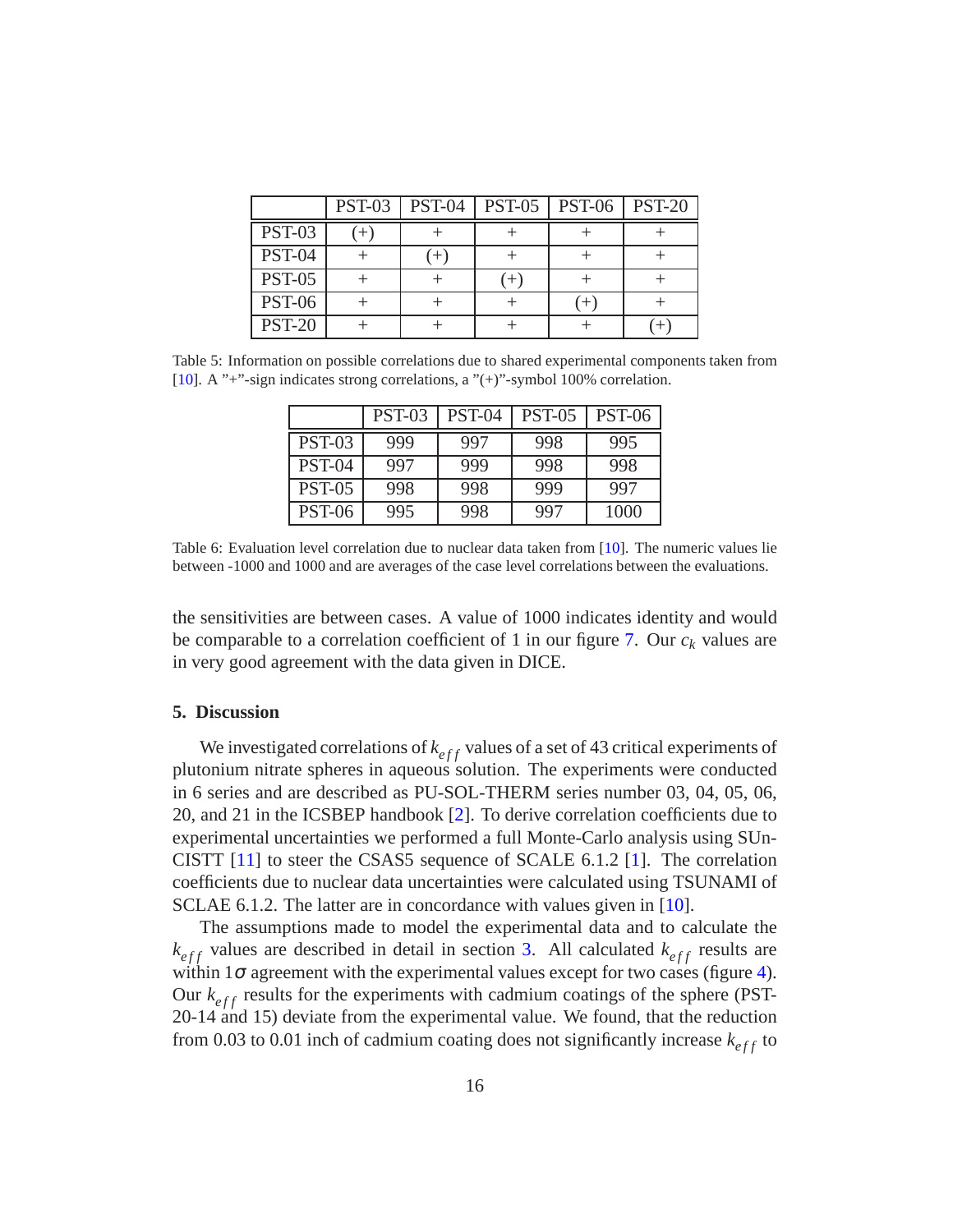|  | PST-03 | PST-04 | PST-05 | PST-06 | PST-20 |
|---|---|---|---|---|---|
| PST-03 | (+) | + | + | + | + |
| PST-04 | + | (+) | + | + | + |
| PST-05 | + | + | (+) | + | + |
| PST-06 | + | + | + | (+) | + |
| PST-20 | + | + | + | + | (+) |

Table 5: Information on possible correlations due to shared experimental components taken from [10]. A "+"-sign indicates strong correlations, a "(+)"-symbol 100% correlation.

|  | PST-03 | PST-04 | PST-05 | PST-06 |
|---|---|---|---|---|
| PST-03 | 999 | 997 | 998 | 995 |
| PST-04 | 997 | 999 | 998 | 998 |
| PST-05 | 998 | 998 | 999 | 997 |
| PST-06 | 995 | 998 | 997 | 1000 |

Table 6: Evaluation level correlation due to nuclear data taken from [10]. The numeric values lie between -1000 and 1000 and are averages of the case level correlations between the evaluations.

the sensitivities are between cases. A value of 1000 indicates identity and would be comparable to a correlation coefficient of 1 in our figure 7. Our $c_k$ values are in very good agreement with the data given in DICE.

## 5. Discussion

We investigated correlations of $k_{eff}$ values of a set of 43 critical experiments of plutonium nitrate spheres in aqueous solution. The experiments were conducted in 6 series and are described as PU-SOL-THERM series number 03, 04, 05, 06, 20, and 21 in the ICSBEP handbook [2]. To derive correlation coefficients due to experimental uncertainties we performed a full Monte-Carlo analysis using SUnCISTT [11] to steer the CSAS5 sequence of SCALE 6.1.2 [1]. The correlation coefficients due to nuclear data uncertainties were calculated using TSUNAMI of SCLAE 6.1.2. The latter are in concordance with values given in [10].

The assumptions made to model the experimental data and to calculate the $k_{eff}$ values are described in detail in section 3. All calculated $k_{eff}$ results are within $1\sigma$ agreement with the experimental values except for two cases (figure 4). Our $k_{eff}$ results for the experiments with cadmium coatings of the sphere (PST-20-14 and 15) deviate from the experimental value. We found, that the reduction from 0.03 to 0.01 inch of cadmium coating does not significantly increase $k_{eff}$ to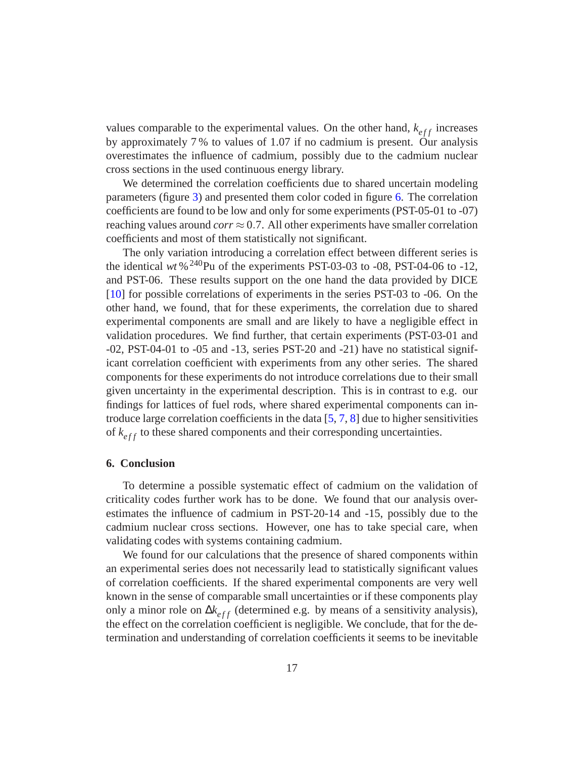values comparable to the experimental values. On the other hand, $k_{eff}$ increases by approximately 7 % to values of 1.07 if no cadmium is present. Our analysis overestimates the influence of cadmium, possibly due to the cadmium nuclear cross sections in the used continuous energy library.

We determined the correlation coefficients due to shared uncertain modeling parameters (figure 3) and presented them color coded in figure 6. The correlation coefficients are found to be low and only for some experiments (PST-05-01 to -07) reaching values around $corr \approx 0.7$. All other experiments have smaller correlation coefficients and most of them statistically not significant.

The only variation introducing a correlation effect between different series is the identical $wt\,\%\,^{240}$Pu of the experiments PST-03-03 to -08, PST-04-06 to -12, and PST-06. These results support on the one hand the data provided by DICE [10] for possible correlations of experiments in the series PST-03 to -06. On the other hand, we found, that for these experiments, the correlation due to shared experimental components are small and are likely to have a negligible effect in validation procedures. We find further, that certain experiments (PST-03-01 and -02, PST-04-01 to -05 and -13, series PST-20 and -21) have no statistical significant correlation coefficient with experiments from any other series. The shared components for these experiments do not introduce correlations due to their small given uncertainty in the experimental description. This is in contrast to e.g. our findings for lattices of fuel rods, where shared experimental components can introduce large correlation coefficients in the data [5, 7, 8] due to higher sensitivities of $k_{eff}$ to these shared components and their corresponding uncertainties.

## 6. Conclusion

To determine a possible systematic effect of cadmium on the validation of criticality codes further work has to be done. We found that our analysis overestimates the influence of cadmium in PST-20-14 and -15, possibly due to the cadmium nuclear cross sections. However, one has to take special care, when validating codes with systems containing cadmium.

We found for our calculations that the presence of shared components within an experimental series does not necessarily lead to statistically significant values of correlation coefficients. If the shared experimental components are very well known in the sense of comparable small uncertainties or if these components play only a minor role on $\Delta k_{eff}$ (determined e.g. by means of a sensitivity analysis), the effect on the correlation coefficient is negligible. We conclude, that for the determination and understanding of correlation coefficients it seems to be inevitable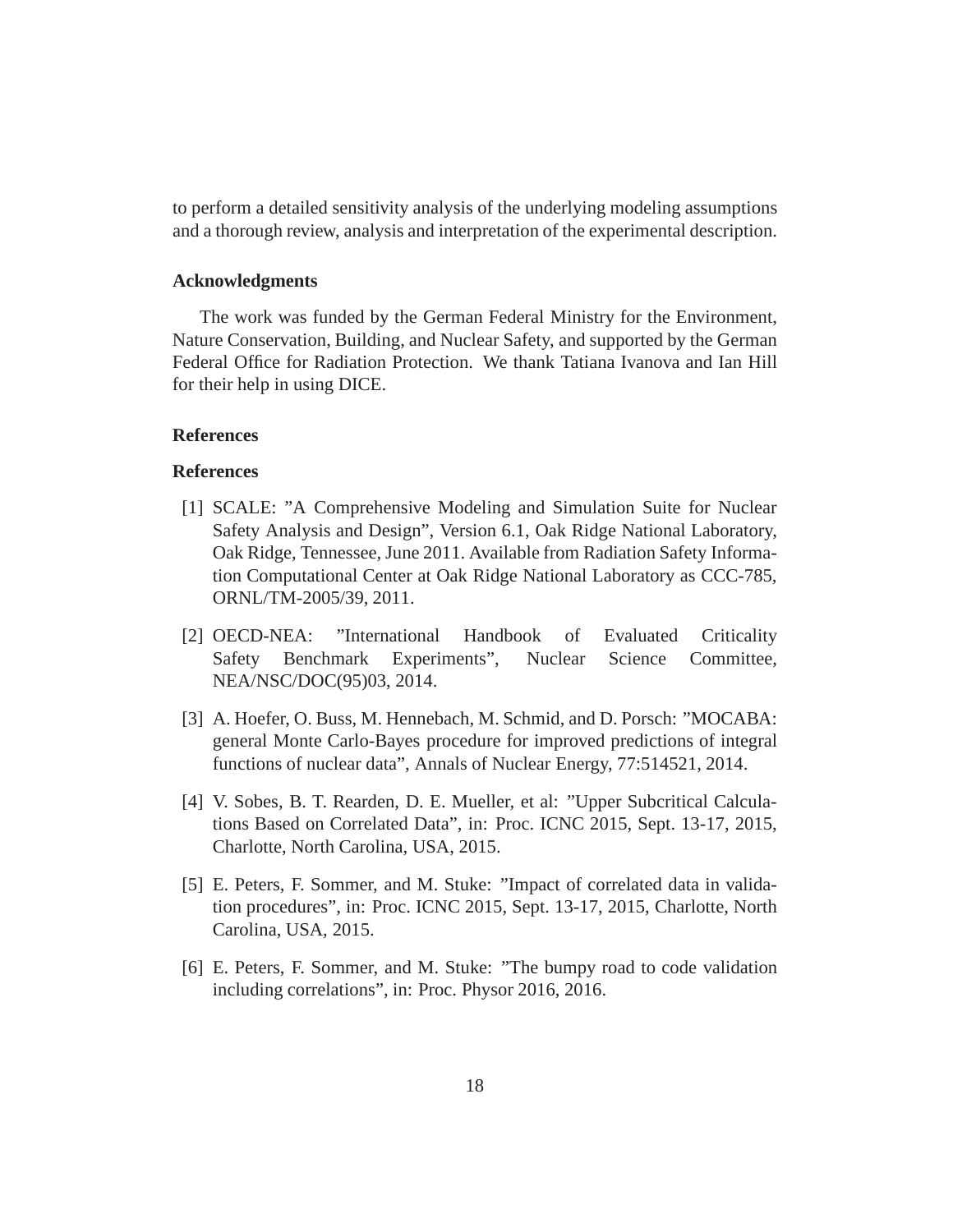to perform a detailed sensitivity analysis of the underlying modeling assumptions and a thorough review, analysis and interpretation of the experimental description.

## Acknowledgments

The work was funded by the German Federal Ministry for the Environment, Nature Conservation, Building, and Nuclear Safety, and supported by the German Federal Office for Radiation Protection. We thank Tatiana Ivanova and Ian Hill for their help in using DICE.

## References

## References

[1] SCALE: "A Comprehensive Modeling and Simulation Suite for Nuclear Safety Analysis and Design", Version 6.1, Oak Ridge National Laboratory, Oak Ridge, Tennessee, June 2011. Available from Radiation Safety Information Computational Center at Oak Ridge National Laboratory as CCC-785, ORNL/TM-2005/39, 2011.

[2] OECD-NEA: "International Handbook of Evaluated Criticality Safety Benchmark Experiments", Nuclear Science Committee, NEA/NSC/DOC(95)03, 2014.

[3] A. Hoefer, O. Buss, M. Hennebach, M. Schmid, and D. Porsch: "MOCABA: general Monte Carlo-Bayes procedure for improved predictions of integral functions of nuclear data", Annals of Nuclear Energy, 77:514521, 2014.

[4] V. Sobes, B. T. Rearden, D. E. Mueller, et al: "Upper Subcritical Calculations Based on Correlated Data", in: Proc. ICNC 2015, Sept. 13-17, 2015, Charlotte, North Carolina, USA, 2015.

[5] E. Peters, F. Sommer, and M. Stuke: "Impact of correlated data in validation procedures", in: Proc. ICNC 2015, Sept. 13-17, 2015, Charlotte, North Carolina, USA, 2015.

[6] E. Peters, F. Sommer, and M. Stuke: "The bumpy road to code validation including correlations", in: Proc. Physor 2016, 2016.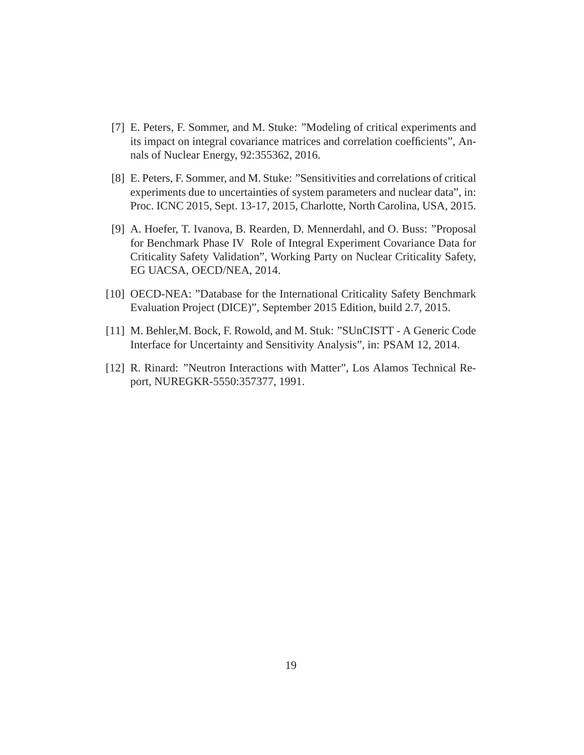[7] E. Peters, F. Sommer, and M. Stuke: ”Modeling of critical experiments and its impact on integral covariance matrices and correlation coefficients”, Annals of Nuclear Energy, 92:355362, 2016.

[8] E. Peters, F. Sommer, and M. Stuke: ”Sensitivities and correlations of critical experiments due to uncertainties of system parameters and nuclear data”, in: Proc. ICNC 2015, Sept. 13-17, 2015, Charlotte, North Carolina, USA, 2015.

[9] A. Hoefer, T. Ivanova, B. Rearden, D. Mennerdahl, and O. Buss: ”Proposal for Benchmark Phase IV  Role of Integral Experiment Covariance Data for Criticality Safety Validation”, Working Party on Nuclear Criticality Safety, EG UACSA, OECD/NEA, 2014.

[10] OECD-NEA: ”Database for the International Criticality Safety Benchmark Evaluation Project (DICE)”, September 2015 Edition, build 2.7, 2015.

[11] M. Behler,M. Bock, F. Rowold, and M. Stuk: ”SUnCISTT - A Generic Code Interface for Uncertainty and Sensitivity Analysis”, in: PSAM 12, 2014.

[12] R. Rinard: ”Neutron Interactions with Matter”, Los Alamos Technical Report, NUREGKR-5550:357377, 1991.